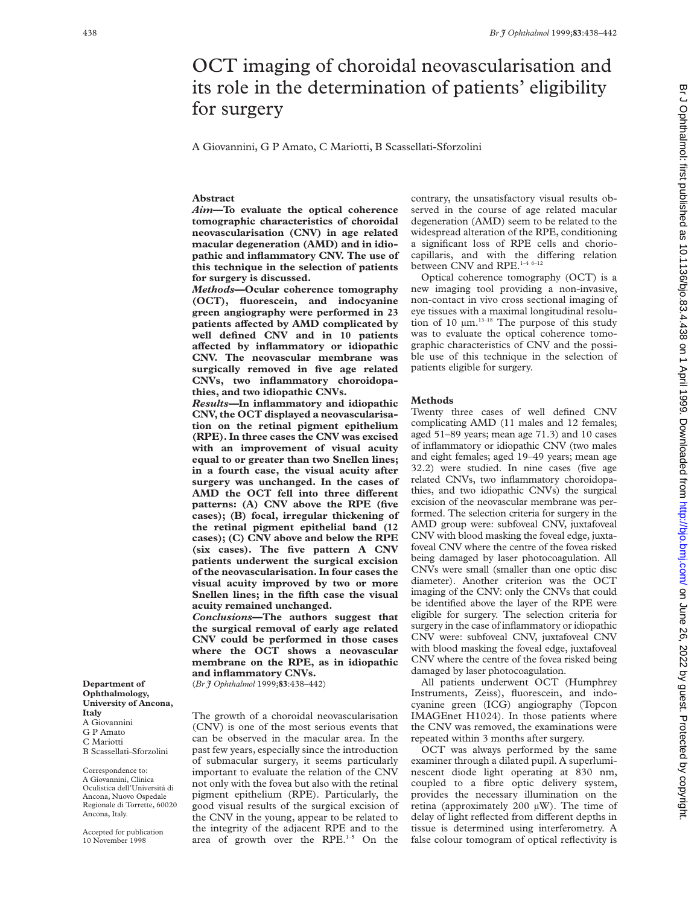# OCT imaging of choroidal neovascularisation and its role in the determination of patients' eligibility for surgery

A Giovannini, G P Amato, C Mariotti, B Scassellati-Sforzolini

## Abstract

***Aim*—To evaluate the optical coherence tomographic characteristics of choroidal neovascularisation (CNV) in age related macular degeneration (AMD) and in idiopathic and inflammatory CNV. The use of this technique in the selection of patients for surgery is discussed.**

***Methods*—Ocular coherence tomography (OCT), fluorescein, and indocyanine green angiography were performed in 23 patients affected by AMD complicated by well defined CNV and in 10 patients affected by inflammatory or idiopathic CNV. The neovascular membrane was surgically removed in five age related CNVs, two inflammatory choroidopathies, and two idiopathic CNVs.**

***Results*—In inflammatory and idiopathic CNV, the OCT displayed a neovascularisation on the retinal pigment epithelium (RPE). In three cases the CNV was excised with an improvement of visual acuity equal to or greater than two Snellen lines; in a fourth case, the visual acuity after surgery was unchanged. In the cases of AMD the OCT fell into three different patterns: (A) CNV above the RPE (five cases); (B) focal, irregular thickening of the retinal pigment epithelial band (12 cases); (C) CNV above and below the RPE (six cases). The five pattern A CNV patients underwent the surgical excision of the neovascularisation. In four cases the visual acuity improved by two or more Snellen lines; in the fifth case the visual acuity remained unchanged.**

***Conclusions*—The authors suggest that the surgical removal of early age related CNV could be performed in those cases where the OCT shows a neovascular membrane on the RPE, as in idiopathic and inflammatory CNVs.**

(*Br J Ophthalmol* 1999;**83**:438–442)

**Department of Ophthalmology, University of Ancona, Italy**
A Giovannini
G P Amato
C Mariotti
B Scassellati-Sforzolini

Correspondence to: A Giovannini, Clinica Oculistica dell'Università di Ancona, Nuovo Ospedale Regionale di Torrette, 60020 Ancona, Italy.

Accepted for publication 10 November 1998

The growth of a choroidal neovascularisation (CNV) is one of the most serious events that can be observed in the macular area. In the past few years, especially since the introduction of submacular surgery, it seems particularly important to evaluate the relation of the CNV not only with the fovea but also with the retinal pigment epithelium (RPE). Particularly, the good visual results of the surgical excision of the CNV in the young, appear to be related to the integrity of the adjacent RPE and to the area of growth over the RPE.[1–5] On the contrary, the unsatisfactory visual results observed in the course of age related macular degeneration (AMD) seem to be related to the widespread alteration of the RPE, conditioning a significant loss of RPE cells and choriocapillaris, and with the differing relation between CNV and RPE.[1–4 6–12]

Optical coherence tomography (OCT) is a new imaging tool providing a non-invasive, non-contact in vivo cross sectional imaging of eye tissues with a maximal longitudinal resolution of 10 μm.[13–18] The purpose of this study was to evaluate the optical coherence tomographic characteristics of CNV and the possible use of this technique in the selection of patients eligible for surgery.

## Methods

Twenty three cases of well defined CNV complicating AMD (11 males and 12 females; aged 51–89 years; mean age 71.3) and 10 cases of inflammatory or idiopathic CNV (two males and eight females; aged 19–49 years; mean age 32.2) were studied. In nine cases (five age related CNVs, two inflammatory choroidopathies, and two idiopathic CNVs) the surgical excision of the neovascular membrane was performed. The selection criteria for surgery in the AMD group were: subfoveal CNV, juxtafoveal CNV with blood masking the foveal edge, juxtafoveal CNV where the centre of the fovea risked being damaged by laser photocoagulation. All CNVs were small (smaller than one optic disc diameter). Another criterion was the OCT imaging of the CNV: only the CNVs that could be identified above the layer of the RPE were eligible for surgery. The selection criteria for surgery in the case of inflammatory or idiopathic CNV were: subfoveal CNV, juxtafoveal CNV with blood masking the foveal edge, juxtafoveal CNV where the centre of the fovea risked being damaged by laser photocoagulation.

All patients underwent OCT (Humphrey Instruments, Zeiss), fluorescein, and indocyanine green (ICG) angiography (Topcon IMAGEnet H1024). In those patients where the CNV was removed, the examinations were repeated within 3 months after surgery.

OCT was always performed by the same examiner through a dilated pupil. A superluminescent diode light operating at 830 nm, coupled to a fibre optic delivery system, provides the necessary illumination on the retina (approximately 200 μW). The time of delay of light reflected from different depths in tissue is determined using interferometry. A false colour tomogram of optical reflectivity is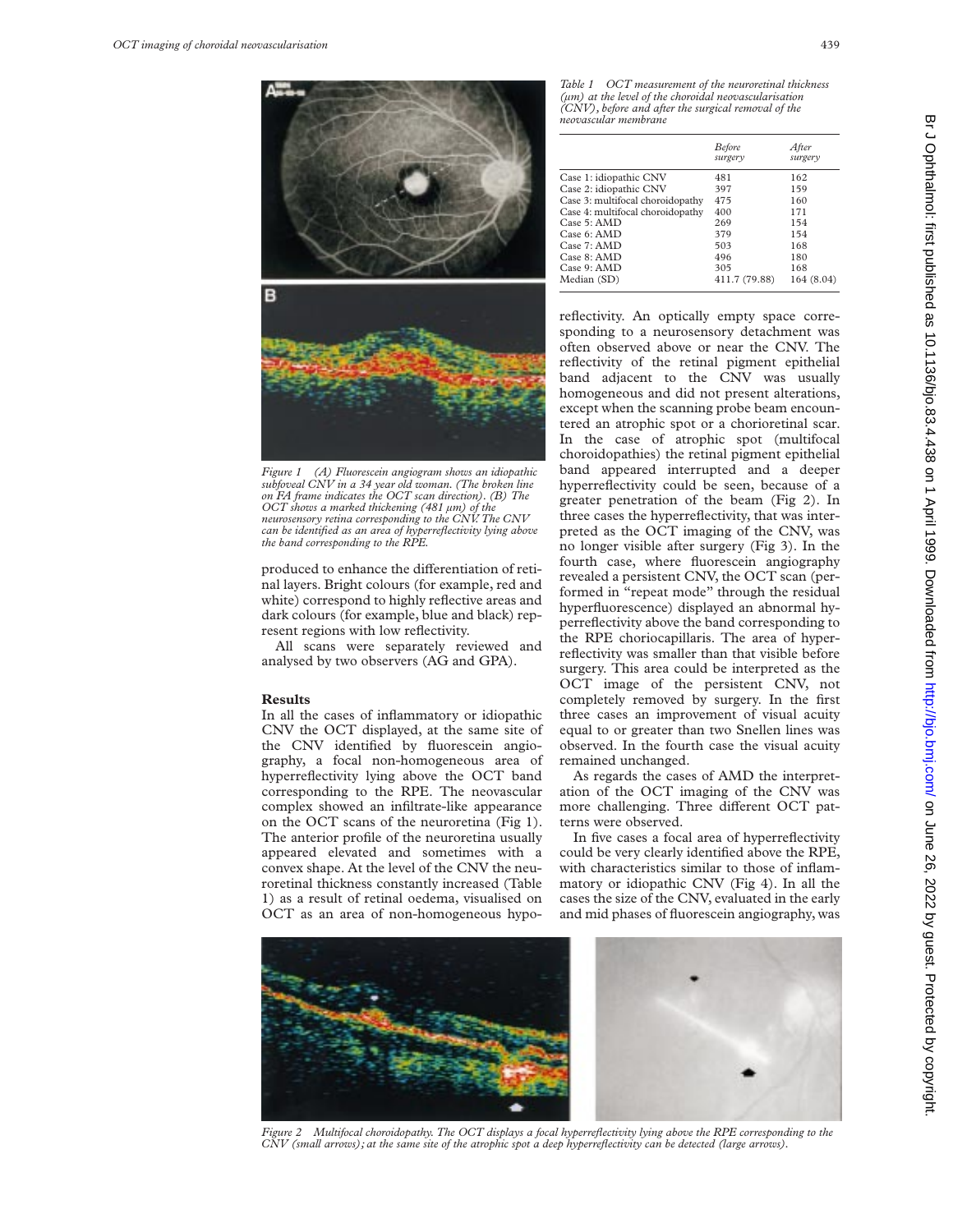Figure 1 (A) Fluorescein angiogram shows an idiopathic subfoveal CNV in a 34 year old woman. (The broken line on FA frame indicates the OCT scan direction). (B) The OCT shows a marked thickening (481 µm) of the neurosensory retina corresponding to the CNV. The CNV can be identified as an area of hyperreflectivity lying above the band corresponding to the RPE.

produced to enhance the differentiation of retinal layers. Bright colours (for example, red and white) correspond to highly reflective areas and dark colours (for example, blue and black) represent regions with low reflectivity.

All scans were separately reviewed and analysed by two observers (AG and GPA).

## Results

In all the cases of inflammatory or idiopathic CNV the OCT displayed, at the same site of the CNV identified by fluorescein angiography, a focal non-homogeneous area of hyperreflectivity lying above the OCT band corresponding to the RPE. The neovascular complex showed an infiltrate-like appearance on the OCT scans of the neuroretina (Fig 1). The anterior profile of the neuroretina usually appeared elevated and sometimes with a convex shape. At the level of the CNV the neuroretinal thickness constantly increased (Table 1) as a result of retinal oedema, visualised on OCT as an area of non-homogeneous hyporeflectivity. An optically empty space corresponding to a neurosensory detachment was often observed above or near the CNV. The reflectivity of the retinal pigment epithelial band adjacent to the CNV was usually homogeneous and did not present alterations, except when the scanning probe beam encountered an atrophic spot or a chorioretinal scar. In the case of atrophic spot (multifocal choroidopathies) the retinal pigment epithelial band appeared interrupted and a deeper hyperreflectivity could be seen, because of a greater penetration of the beam (Fig 2). In three cases the hyperreflectivity, that was interpreted as the OCT imaging of the CNV, was no longer visible after surgery (Fig 3). In the fourth case, where fluorescein angiography revealed a persistent CNV, the OCT scan (performed in "repeat mode" through the residual hyperfluorescence) displayed an abnormal hyperreflectivity above the band corresponding to the RPE choriocapillaris. The area of hyperreflectivity was smaller than that visible before surgery. This area could be interpreted as the OCT image of the persistent CNV, not completely removed by surgery. In the first three cases an improvement of visual acuity equal to or greater than two Snellen lines was observed. In the fourth case the visual acuity remained unchanged.

*Table 1 OCT measurement of the neuroretinal thickness (µm) at the level of the choroidal neovascularisation (CNV), before and after the surgical removal of the neovascular membrane*

| | Before surgery | After surgery |
|---|---|---|
| Case 1: idiopathic CNV | 481 | 162 |
| Case 2: idiopathic CNV | 397 | 159 |
| Case 3: multifocal choroidopathy | 475 | 160 |
| Case 4: multifocal choroidopathy | 400 | 171 |
| Case 5: AMD | 269 | 154 |
| Case 6: AMD | 379 | 154 |
| Case 7: AMD | 503 | 168 |
| Case 8: AMD | 496 | 180 |
| Case 9: AMD | 305 | 168 |
| Median (SD) | 411.7 (79.88) | 164 (8.04) |

As regards the cases of AMD the interpretation of the OCT imaging of the CNV was more challenging. Three different OCT patterns were observed.

In five cases a focal area of hyperreflectivity could be very clearly identified above the RPE, with characteristics similar to those of inflammatory or idiopathic CNV (Fig 4). In all the cases the size of the CNV, evaluated in the early and mid phases of fluorescein angiography, was

Figure 2 Multifocal choroidopathy. The OCT displays a focal hyperreflectivity lying above the RPE corresponding to the CNV (small arrows); at the same site of the atrophic spot a deep hyperreflectivity can be detected (large arrows).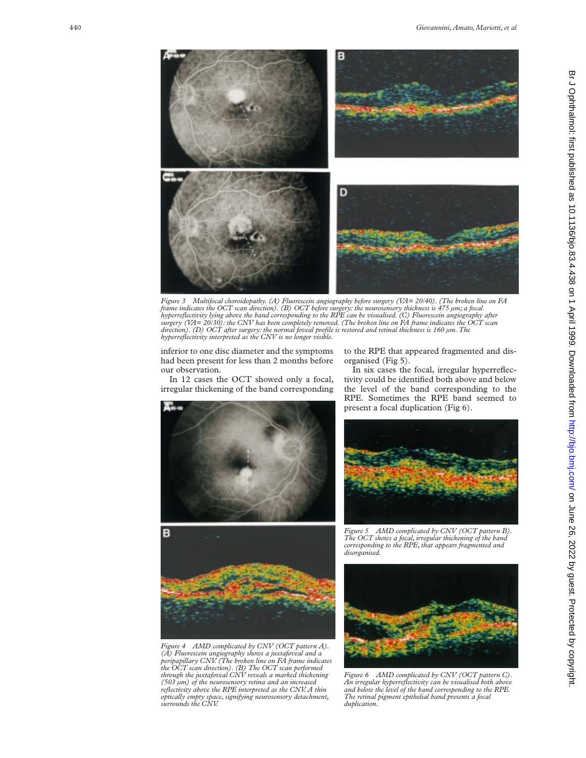*Figure 3 Multifocal choroidopathy. (A) Fluorescein angiography before surgery (VA= 20/40). (The broken line on FA frame indicates the OCT scan direction). (B) OCT before surgery: the neurosensory thickness is 475 µm; a focal hyperreflectivity lying above the band corresponding to the RPE can be visualised. (C) Fluorescein angiography after surgery (VA= 20/30): the CNV has been completely removed. (The broken line on FA frame indicates the OCT scan direction). (D) OCT after surgery: the normal foveal profile is restored and retinal thickness is 160 µm. The hyperreflectivity interpreted as the CNV is no longer visible.*

inferior to one disc diameter and the symptoms had been present for less than 2 months before our observation.

In 12 cases the OCT showed only a focal, irregular thickening of the band corresponding to the RPE that appeared fragmented and disorganised (Fig 5).

In six cases the focal, irregular hyperreflectivity could be identified both above and below the level of the band corresponding to the RPE. Sometimes the RPE band seemed to present a focal duplication (Fig 6).

*Figure 4 AMD complicated by CNV (OCT pattern A). (A) Fluorescein angiography shows a juxtafoveal and a peripapillary CNV. (The broken line on FA frame indicates the OCT scan direction). (B) The OCT scan performed through the juxtafoveal CNV reveals a marked thickening (503 µm) of the neurosensory retina and an increased reflectivity above the RPE interpreted as the CNV. A thin optically empty space, signifying neurosensory detachment, surrounds the CNV.*

*Figure 5 AMD complicated by CNV (OCT pattern B). The OCT shows a focal, irregular thickening of the band corresponding to the RPE, that appears fragmented and disorganised.*

*Figure 6 AMD complicated by CNV (OCT pattern C). An irregular hyperreflectivity can be visualised both above and below the level of the band corresponding to the RPE. The retinal pigment epithelial band presents a focal duplication.*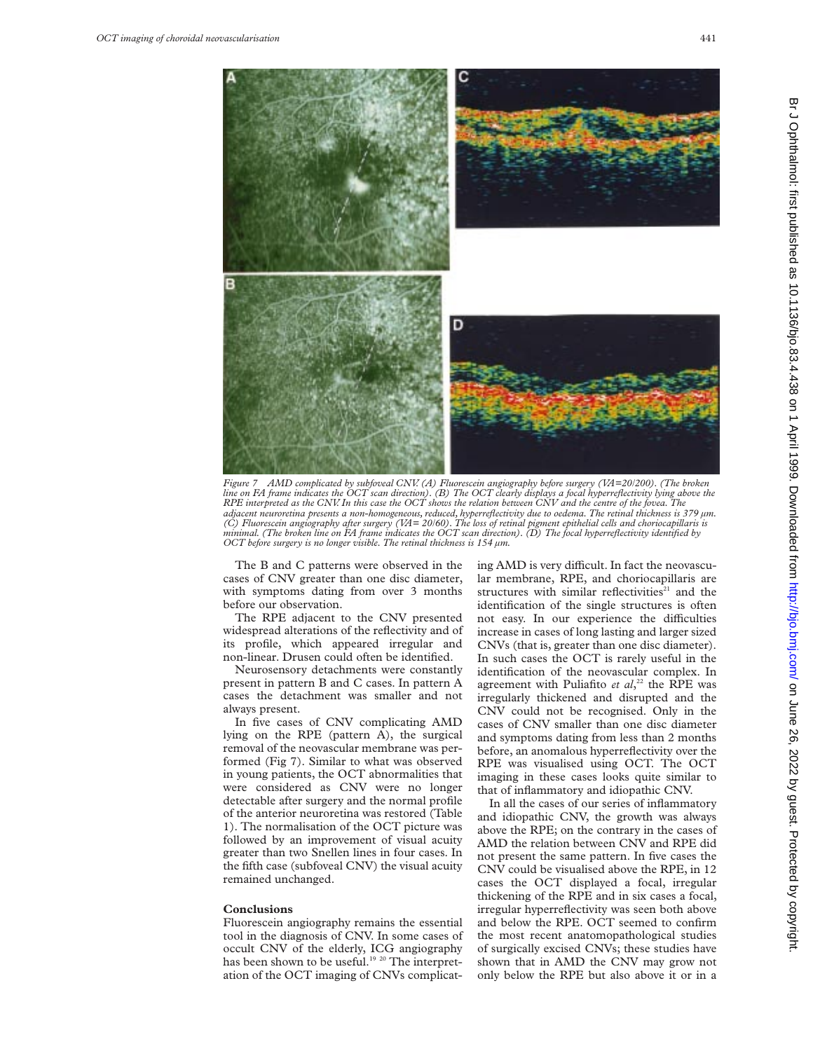*Figure 7 AMD complicated by subfoveal CNV. (A) Fluorescein angiography before surgery (VA=20/200). (The broken line on FA frame indicates the OCT scan direction). (B) The OCT clearly displays a focal hyperreflectivity lying above the RPE interpreted as the CNV. In this case the OCT shows the relation between CNV and the centre of the fovea. The adjacent neuroretina presents a non-homogeneous, reduced, hyperreflectivity due to oedema. The retinal thickness is 379 µm. (C) Fluorescein angiography after surgery (VA= 20/60). The loss of retinal pigment epithelial cells and choriocapillaris is minimal. (The broken line on FA frame indicates the OCT scan direction). (D) The focal hyperreflectivity identified by OCT before surgery is no longer visible. The retinal thickness is 154 µm.*

The B and C patterns were observed in the cases of CNV greater than one disc diameter, with symptoms dating from over 3 months before our observation.

The RPE adjacent to the CNV presented widespread alterations of the reflectivity and of its profile, which appeared irregular and non-linear. Drusen could often be identified.

Neurosensory detachments were constantly present in pattern B and C cases. In pattern A cases the detachment was smaller and not always present.

In five cases of CNV complicating AMD lying on the RPE (pattern A), the surgical removal of the neovascular membrane was performed (Fig 7). Similar to what was observed in young patients, the OCT abnormalities that were considered as CNV were no longer detectable after surgery and the normal profile of the anterior neuroretina was restored (Table 1). The normalisation of the OCT picture was followed by an improvement of visual acuity greater than two Snellen lines in four cases. In the fifth case (subfoveal CNV) the visual acuity remained unchanged.

## Conclusions

Fluorescein angiography remains the essential tool in the diagnosis of CNV. In some cases of occult CNV of the elderly, ICG angiography has been shown to be useful.[19 20] The interpretation of the OCT imaging of CNVs complicating AMD is very difficult. In fact the neovascular membrane, RPE, and choriocapillaris are structures with similar reflectivities[21] and the identification of the single structures is often not easy. In our experience the difficulties increase in cases of long lasting and larger sized CNVs (that is, greater than one disc diameter). In such cases the OCT is rarely useful in the identification of the neovascular complex. In agreement with Puliafito *et al*,[22] the RPE was irregularly thickened and disrupted and the CNV could not be recognised. Only in the cases of CNV smaller than one disc diameter and symptoms dating from less than 2 months before, an anomalous hyperreflectivity over the RPE was visualised using OCT. The OCT imaging in these cases looks quite similar to that of inflammatory and idiopathic CNV.

In all the cases of our series of inflammatory and idiopathic CNV, the growth was always above the RPE; on the contrary in the cases of AMD the relation between CNV and RPE did not present the same pattern. In five cases the CNV could be visualised above the RPE, in 12 cases the OCT displayed a focal, irregular thickening of the RPE and in six cases a focal, irregular hyperreflectivity was seen both above and below the RPE. OCT seemed to confirm the most recent anatomopathological studies of surgically excised CNVs; these studies have shown that in AMD the CNV may grow not only below the RPE but also above it or in a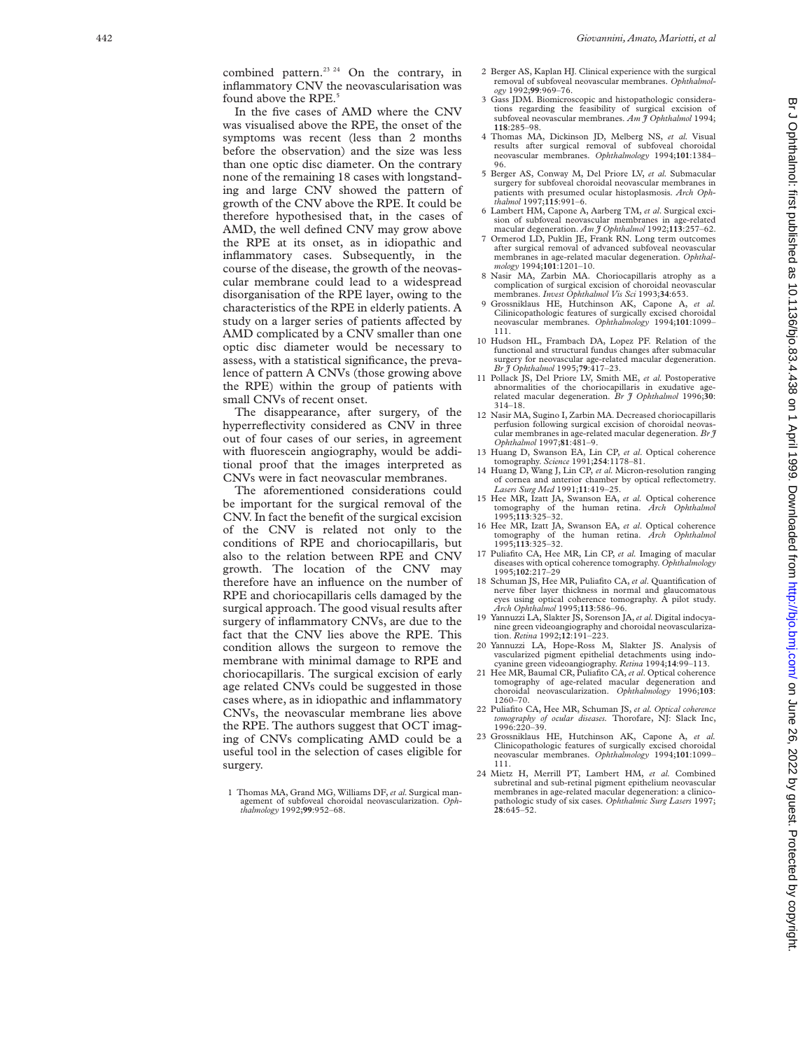combined pattern.[23 24] On the contrary, in inflammatory CNV the neovascularisation was found above the RPE.[5]

In the five cases of AMD where the CNV was visualised above the RPE, the onset of the symptoms was recent (less than 2 months before the observation) and the size was less than one optic disc diameter. On the contrary none of the remaining 18 cases with longstanding and large CNV showed the pattern of growth of the CNV above the RPE. It could be therefore hypothesised that, in the cases of AMD, the well defined CNV may grow above the RPE at its onset, as in idiopathic and inflammatory cases. Subsequently, in the course of the disease, the growth of the neovascular membrane could lead to a widespread disorganisation of the RPE layer, owing to the characteristics of the RPE in elderly patients. A study on a larger series of patients affected by AMD complicated by a CNV smaller than one optic disc diameter would be necessary to assess, with a statistical significance, the prevalence of pattern A CNVs (those growing above the RPE) within the group of patients with small CNVs of recent onset.

The disappearance, after surgery, of the hyperreflectivity considered as CNV in three out of four cases of our series, in agreement with fluorescein angiography, would be additional proof that the images interpreted as CNVs were in fact neovascular membranes.

The aforementioned considerations could be important for the surgical removal of the CNV. In fact the benefit of the surgical excision of the CNV is related not only to the conditions of RPE and choriocapillaris, but also to the relation between RPE and CNV growth. The location of the CNV may therefore have an influence on the number of RPE and choriocapillaris cells damaged by the surgical approach. The good visual results after surgery of inflammatory CNVs, are due to the fact that the CNV lies above the RPE. This condition allows the surgeon to remove the membrane with minimal damage to RPE and choriocapillaris. The surgical excision of early age related CNVs could be suggested in those cases where, as in idiopathic and inflammatory CNVs, the neovascular membrane lies above the RPE. The authors suggest that OCT imaging of CNVs complicating AMD could be a useful tool in the selection of cases eligible for surgery.

1 Thomas MA, Grand MG, Williams DF, *et al*. Surgical management of subfoveal choroidal neovascularization. *Ophthalmology* 1992;**99**:952–68.
2 Berger AS, Kaplan HJ. Clinical experience with the surgical removal of subfoveal neovascular membranes. *Ophthalmology* 1992;**99**:969–76.
3 Gass JDM. Biomicroscopic and histopathologic considerations regarding the feasibility of surgical excision of subfoveal neovascular membranes. *Am J Ophthalmol* 1994; **118**:285–98.
4 Thomas MA, Dickinson JD, Melberg NS, *et al*. Visual results after surgical removal of subfoveal choroidal neovascular membranes. *Ophthalmology* 1994;**101**:1384–96.
5 Berger AS, Conway M, Del Priore LV, *et al*. Submacular surgery for subfoveal choroidal neovascular membranes in patients with presumed ocular histoplasmosis. *Arch Ophthalmol* 1997;**115**:991–6.
6 Lambert HM, Capone A, Aarberg TM, *et al*. Surgical excision of subfoveal neovascular membranes in age-related macular degeneration. *Am J Ophthalmol* 1992;**113**:257–62.
7 Ormerod LD, Puklin JE, Frank RN. Long term outcomes after surgical removal of advanced subfoveal neovascular membranes in age-related macular degeneration. *Ophthalmology* 1994;**101**:1201–10.
8 Nasir MA, Zarbin MA. Choriocapillaris atrophy as a complication of surgical excision of choroidal neovascular membranes. *Invest Ophthalmol Vis Sci* 1993;**34**:653.
9 Grossniklaus HE, Hutchinson AK, Capone A, *et al*. Cilinicopathologic features of surgically excised choroidal neovascular membranes. *Ophthalmology* 1994;**101**:1099–111.
10 Hudson HL, Frambach DA, Lopez PF. Relation of the functional and structural fundus changes after submacular surgery for neovascular age-related macular degeneration. *Br J Ophthalmol* 1995;**79**:417–23.
11 Pollack JS, Del Priore LV, Smith ME, *et al*. Postoperative abnormalities of the choriocapillaris in exudative age-related macular degeneration. *Br J Ophthalmol* 1996;**30**: 314–18.
12 Nasir MA, Sugino I, Zarbin MA. Decreased choriocapillaris perfusion following surgical excision of choroidal neovascular membranes in age-related macular degeneration. *Br J Ophthalmol* 1997;**81**:481–9.
13 Huang D, Swanson EA, Lin CP, *et al*. Optical coherence tomography. *Science* 1991;**254**:1178–81.
14 Huang D, Wang J, Lin CP, *et al*. Micron-resolution ranging of cornea and anterior chamber by optical reflectometry. *Lasers Surg Med* 1991;**11**:419–25.
15 Hee MR, Izatt JA, Swanson EA, *et al*. Optical coherence tomography of the human retina. *Arch Ophthalmol* 1995;**113**:325–32.
16 Hee MR, Izatt JA, Swanson EA, *et al*. Optical coherence tomography of the human retina. *Arch Ophthalmol* 1995;**113**:325–32.
17 Puliafito CA, Hee MR, Lin CP, *et al*. Imaging of macular diseases with optical coherence tomography. *Ophthalmology* 1995;**102**:217–29
18 Schuman JS, Hee MR, Puliafito CA, *et al*. Quantification of nerve fiber layer thickness in normal and glaucomatous eyes using optical coherence tomography. A pilot study. *Arch Ophthalmol* 1995;**113**:586–96.
19 Yannuzzi LA, Slakter JS, Sorenson JA, *et al*. Digital indocyanine green videoangiography and choroidal neovascularization. *Retina* 1992;**12**:191–223.
20 Yannuzzi LA, Hope-Ross M, Slakter JS. Analysis of vascularized pigment epithelial detachments using indocyanine green videoangiography. *Retina* 1994;**14**:99–113.
21 Hee MR, Baumal CR, Puliafito CA, *et al*. Optical coherence tomography of age-related macular degeneration and choroidal neovascularization. *Ophthalmology* 1996;**103**: 1260–70.
22 Puliafito CA, Hee MR, Schuman JS, *et al*. *Optical coherence tomography of ocular diseases*. Thorofare, NJ: Slack Inc, 1996:220–39.
23 Grossniklaus HE, Hutchinson AK, Capone A, *et al*. Clinicopathologic features of surgically excised choroidal neovascular membranes. *Ophthalmology* 1994;**101**:1099–111.
24 Mietz H, Merrill PT, Lambert HM, *et al*. Combined subretinal and sub-retinal pigment epithelium neovascular membranes in age-related macular degeneration: a clinicopathologic study of six cases. *Ophthalmic Surg Lasers* 1997; **28**:645–52.